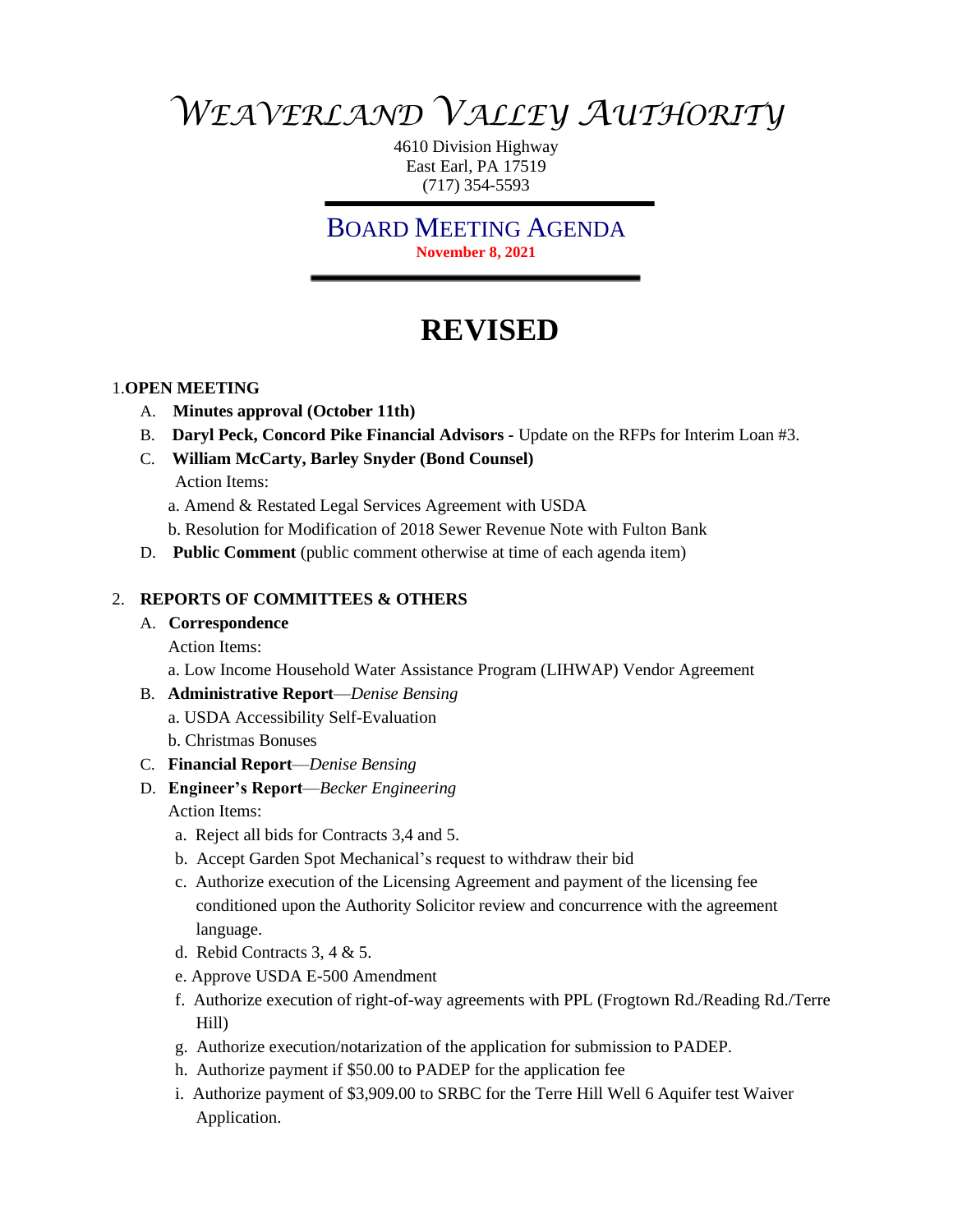# WEAVERLAND VALLEY AUTHORITY

4610 Division Highway
East Earl, PA 17519
(717) 354-5593

## BOARD MEETING AGENDA

**November 8, 2021**

# REVISED

1. **OPEN MEETING**
   - A. **Minutes approval (October 11th)**
   - B. **Daryl Peck, Concord Pike Financial Advisors -** Update on the RFPs for Interim Loan #3.
   - C. **William McCarty, Barley Snyder (Bond Counsel)**
     Action Items:
     - a. Amend & Restated Legal Services Agreement with USDA
     - b. Resolution for Modification of 2018 Sewer Revenue Note with Fulton Bank
   - D. **Public Comment** (public comment otherwise at time of each agenda item)

2. **REPORTS OF COMMITTEES & OTHERS**
   - A. **Correspondence**
     Action Items:
     - a. Low Income Household Water Assistance Program (LIHWAP) Vendor Agreement
   - B. **Administrative Report**—*Denise Bensing*
     - a. USDA Accessibility Self-Evaluation
     - b. Christmas Bonuses
   - C. **Financial Report**—*Denise Bensing*
   - D. **Engineer's Report**—*Becker Engineering*
     Action Items:
     - a. Reject all bids for Contracts 3,4 and 5.
     - b. Accept Garden Spot Mechanical's request to withdraw their bid
     - c. Authorize execution of the Licensing Agreement and payment of the licensing fee conditioned upon the Authority Solicitor review and concurrence with the agreement language.
     - d. Rebid Contracts 3, 4 & 5.
     - e. Approve USDA E-500 Amendment
     - f. Authorize execution of right-of-way agreements with PPL (Frogtown Rd./Reading Rd./Terre Hill)
     - g. Authorize execution/notarization of the application for submission to PADEP.
     - h. Authorize payment if $50.00 to PADEP for the application fee
     - i. Authorize payment of $3,909.00 to SRBC for the Terre Hill Well 6 Aquifer test Waiver Application.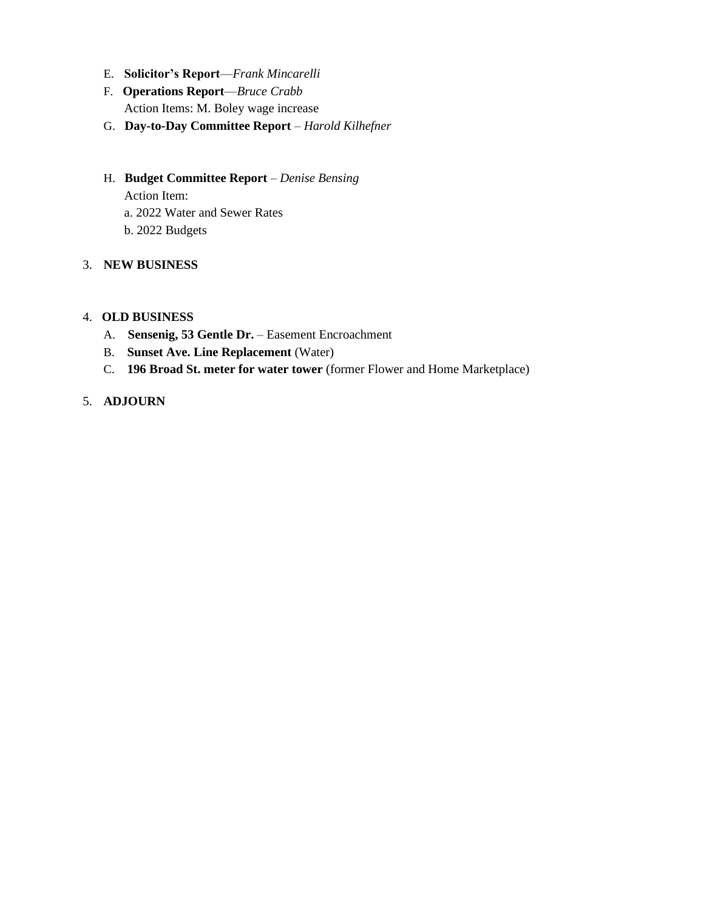E. **Solicitor's Report**—*Frank Mincarelli*

F. **Operations Report**—*Bruce Crabb*
   Action Items: M. Boley wage increase

G. **Day-to-Day Committee Report** – *Harold Kilhefner*

H. **Budget Committee Report** – *Denise Bensing*
   Action Item:
   a. 2022 Water and Sewer Rates
   b. 2022 Budgets

3. **NEW BUSINESS**

4. **OLD BUSINESS**
   A. **Sensenig, 53 Gentle Dr.** – Easement Encroachment
   B. **Sunset Ave. Line Replacement** (Water)
   C. **196 Broad St. meter for water tower** (former Flower and Home Marketplace)

5. **ADJOURN**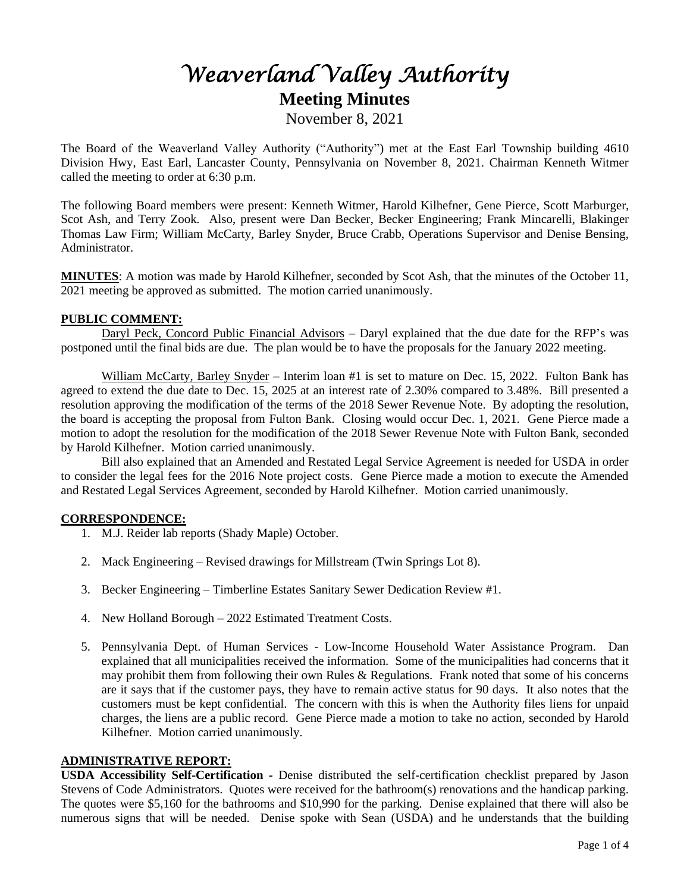# *Weaverland Valley Authority*

## Meeting Minutes

November 8, 2021

The Board of the Weaverland Valley Authority ("Authority") met at the East Earl Township building 4610 Division Hwy, East Earl, Lancaster County, Pennsylvania on November 8, 2021. Chairman Kenneth Witmer called the meeting to order at 6:30 p.m.

The following Board members were present: Kenneth Witmer, Harold Kilhefner, Gene Pierce, Scott Marburger, Scot Ash, and Terry Zook. Also, present were Dan Becker, Becker Engineering; Frank Mincarelli, Blakinger Thomas Law Firm; William McCarty, Barley Snyder, Bruce Crabb, Operations Supervisor and Denise Bensing, Administrator.

**MINUTES**: A motion was made by Harold Kilhefner, seconded by Scot Ash, that the minutes of the October 11, 2021 meeting be approved as submitted. The motion carried unanimously.

**PUBLIC COMMENT:**

Daryl Peck, Concord Public Financial Advisors – Daryl explained that the due date for the RFP's was postponed until the final bids are due. The plan would be to have the proposals for the January 2022 meeting.

William McCarty, Barley Snyder – Interim loan #1 is set to mature on Dec. 15, 2022. Fulton Bank has agreed to extend the due date to Dec. 15, 2025 at an interest rate of 2.30% compared to 3.48%. Bill presented a resolution approving the modification of the terms of the 2018 Sewer Revenue Note. By adopting the resolution, the board is accepting the proposal from Fulton Bank. Closing would occur Dec. 1, 2021. Gene Pierce made a motion to adopt the resolution for the modification of the 2018 Sewer Revenue Note with Fulton Bank, seconded by Harold Kilhefner. Motion carried unanimously.

Bill also explained that an Amended and Restated Legal Service Agreement is needed for USDA in order to consider the legal fees for the 2016 Note project costs. Gene Pierce made a motion to execute the Amended and Restated Legal Services Agreement, seconded by Harold Kilhefner. Motion carried unanimously.

**CORRESPONDENCE:**

1. M.J. Reider lab reports (Shady Maple) October.
2. Mack Engineering – Revised drawings for Millstream (Twin Springs Lot 8).
3. Becker Engineering – Timberline Estates Sanitary Sewer Dedication Review #1.
4. New Holland Borough – 2022 Estimated Treatment Costs.
5. Pennsylvania Dept. of Human Services - Low-Income Household Water Assistance Program. Dan explained that all municipalities received the information. Some of the municipalities had concerns that it may prohibit them from following their own Rules & Regulations. Frank noted that some of his concerns are it says that if the customer pays, they have to remain active status for 90 days. It also notes that the customers must be kept confidential. The concern with this is when the Authority files liens for unpaid charges, the liens are a public record. Gene Pierce made a motion to take no action, seconded by Harold Kilhefner. Motion carried unanimously.

**ADMINISTRATIVE REPORT:**

**USDA Accessibility Self-Certification -** Denise distributed the self-certification checklist prepared by Jason Stevens of Code Administrators. Quotes were received for the bathroom(s) renovations and the handicap parking. The quotes were $5,160 for the bathrooms and $10,990 for the parking. Denise explained that there will also be numerous signs that will be needed. Denise spoke with Sean (USDA) and he understands that the building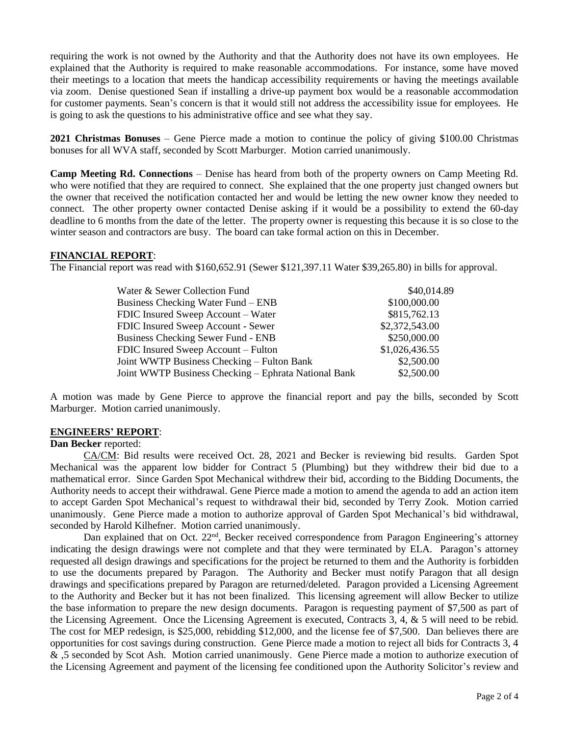requiring the work is not owned by the Authority and that the Authority does not have its own employees. He explained that the Authority is required to make reasonable accommodations. For instance, some have moved their meetings to a location that meets the handicap accessibility requirements or having the meetings available via zoom. Denise questioned Sean if installing a drive-up payment box would be a reasonable accommodation for customer payments. Sean's concern is that it would still not address the accessibility issue for employees. He is going to ask the questions to his administrative office and see what they say.

**2021 Christmas Bonuses** – Gene Pierce made a motion to continue the policy of giving $100.00 Christmas bonuses for all WVA staff, seconded by Scott Marburger. Motion carried unanimously.

**Camp Meeting Rd. Connections** – Denise has heard from both of the property owners on Camp Meeting Rd. who were notified that they are required to connect. She explained that the one property just changed owners but the owner that received the notification contacted her and would be letting the new owner know they needed to connect. The other property owner contacted Denise asking if it would be a possibility to extend the 60-day deadline to 6 months from the date of the letter. The property owner is requesting this because it is so close to the winter season and contractors are busy. The board can take formal action on this in December.

## FINANCIAL REPORT:

The Financial report was read with $160,652.91 (Sewer $121,397.11 Water $39,265.80) in bills for approval.

| | |
|---|---|
| Water & Sewer Collection Fund | $40,014.89 |
| Business Checking Water Fund – ENB | $100,000.00 |
| FDIC Insured Sweep Account – Water | $815,762.13 |
| FDIC Insured Sweep Account - Sewer | $2,372,543.00 |
| Business Checking Sewer Fund - ENB | $250,000.00 |
| FDIC Insured Sweep Account – Fulton | $1,026,436.55 |
| Joint WWTP Business Checking – Fulton Bank | $2,500.00 |
| Joint WWTP Business Checking – Ephrata National Bank | $2,500.00 |

A motion was made by Gene Pierce to approve the financial report and pay the bills, seconded by Scott Marburger. Motion carried unanimously.

## ENGINEERS' REPORT:

**Dan Becker** reported:

CA/CM: Bid results were received Oct. 28, 2021 and Becker is reviewing bid results. Garden Spot Mechanical was the apparent low bidder for Contract 5 (Plumbing) but they withdrew their bid due to a mathematical error. Since Garden Spot Mechanical withdrew their bid, according to the Bidding Documents, the Authority needs to accept their withdrawal. Gene Pierce made a motion to amend the agenda to add an action item to accept Garden Spot Mechanical's request to withdrawal their bid, seconded by Terry Zook. Motion carried unanimously. Gene Pierce made a motion to authorize approval of Garden Spot Mechanical's bid withdrawal, seconded by Harold Kilhefner. Motion carried unanimously.

Dan explained that on Oct. 22nd, Becker received correspondence from Paragon Engineering's attorney indicating the design drawings were not complete and that they were terminated by ELA. Paragon's attorney requested all design drawings and specifications for the project be returned to them and the Authority is forbidden to use the documents prepared by Paragon. The Authority and Becker must notify Paragon that all design drawings and specifications prepared by Paragon are returned/deleted. Paragon provided a Licensing Agreement to the Authority and Becker but it has not been finalized. This licensing agreement will allow Becker to utilize the base information to prepare the new design documents. Paragon is requesting payment of $7,500 as part of the Licensing Agreement. Once the Licensing Agreement is executed, Contracts 3, 4, & 5 will need to be rebid. The cost for MEP redesign, is $25,000, rebidding $12,000, and the license fee of $7,500. Dan believes there are opportunities for cost savings during construction. Gene Pierce made a motion to reject all bids for Contracts 3, 4 & ,5 seconded by Scot Ash. Motion carried unanimously. Gene Pierce made a motion to authorize execution of the Licensing Agreement and payment of the licensing fee conditioned upon the Authority Solicitor's review and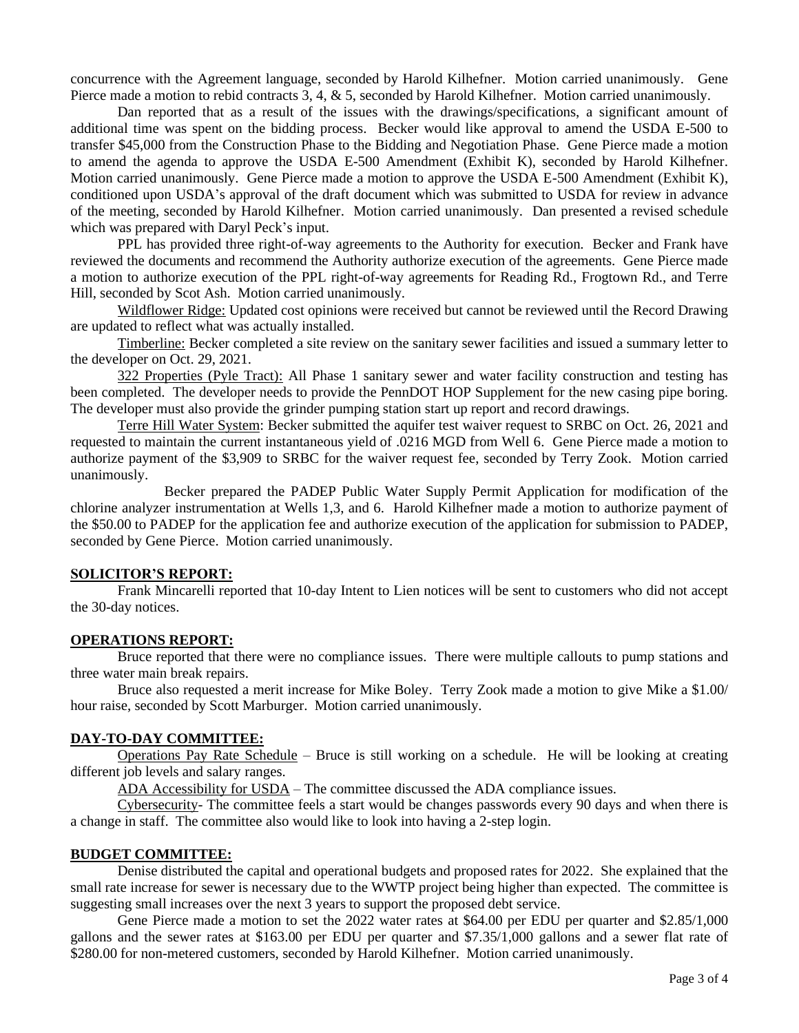concurrence with the Agreement language, seconded by Harold Kilhefner. Motion carried unanimously. Gene Pierce made a motion to rebid contracts 3, 4, & 5, seconded by Harold Kilhefner. Motion carried unanimously.

Dan reported that as a result of the issues with the drawings/specifications, a significant amount of additional time was spent on the bidding process. Becker would like approval to amend the USDA E-500 to transfer $45,000 from the Construction Phase to the Bidding and Negotiation Phase. Gene Pierce made a motion to amend the agenda to approve the USDA E-500 Amendment (Exhibit K), seconded by Harold Kilhefner. Motion carried unanimously. Gene Pierce made a motion to approve the USDA E-500 Amendment (Exhibit K), conditioned upon USDA's approval of the draft document which was submitted to USDA for review in advance of the meeting, seconded by Harold Kilhefner. Motion carried unanimously. Dan presented a revised schedule which was prepared with Daryl Peck's input.

PPL has provided three right-of-way agreements to the Authority for execution. Becker and Frank have reviewed the documents and recommend the Authority authorize execution of the agreements. Gene Pierce made a motion to authorize execution of the PPL right-of-way agreements for Reading Rd., Frogtown Rd., and Terre Hill, seconded by Scot Ash. Motion carried unanimously.

Wildflower Ridge: Updated cost opinions were received but cannot be reviewed until the Record Drawing are updated to reflect what was actually installed.

Timberline: Becker completed a site review on the sanitary sewer facilities and issued a summary letter to the developer on Oct. 29, 2021.

322 Properties (Pyle Tract): All Phase 1 sanitary sewer and water facility construction and testing has been completed. The developer needs to provide the PennDOT HOP Supplement for the new casing pipe boring. The developer must also provide the grinder pumping station start up report and record drawings.

Terre Hill Water System: Becker submitted the aquifer test waiver request to SRBC on Oct. 26, 2021 and requested to maintain the current instantaneous yield of .0216 MGD from Well 6. Gene Pierce made a motion to authorize payment of the $3,909 to SRBC for the waiver request fee, seconded by Terry Zook. Motion carried unanimously.

Becker prepared the PADEP Public Water Supply Permit Application for modification of the chlorine analyzer instrumentation at Wells 1,3, and 6. Harold Kilhefner made a motion to authorize payment of the $50.00 to PADEP for the application fee and authorize execution of the application for submission to PADEP, seconded by Gene Pierce. Motion carried unanimously.

## SOLICITOR'S REPORT:

Frank Mincarelli reported that 10-day Intent to Lien notices will be sent to customers who did not accept the 30-day notices.

## OPERATIONS REPORT:

Bruce reported that there were no compliance issues. There were multiple callouts to pump stations and three water main break repairs.

Bruce also requested a merit increase for Mike Boley. Terry Zook made a motion to give Mike a $1.00/ hour raise, seconded by Scott Marburger. Motion carried unanimously.

## DAY-TO-DAY COMMITTEE:

Operations Pay Rate Schedule – Bruce is still working on a schedule. He will be looking at creating different job levels and salary ranges.

ADA Accessibility for USDA – The committee discussed the ADA compliance issues.

Cybersecurity- The committee feels a start would be changes passwords every 90 days and when there is a change in staff. The committee also would like to look into having a 2-step login.

## BUDGET COMMITTEE:

Denise distributed the capital and operational budgets and proposed rates for 2022. She explained that the small rate increase for sewer is necessary due to the WWTP project being higher than expected. The committee is suggesting small increases over the next 3 years to support the proposed debt service.

Gene Pierce made a motion to set the 2022 water rates at $64.00 per EDU per quarter and $2.85/1,000 gallons and the sewer rates at $163.00 per EDU per quarter and $7.35/1,000 gallons and a sewer flat rate of $280.00 for non-metered customers, seconded by Harold Kilhefner. Motion carried unanimously.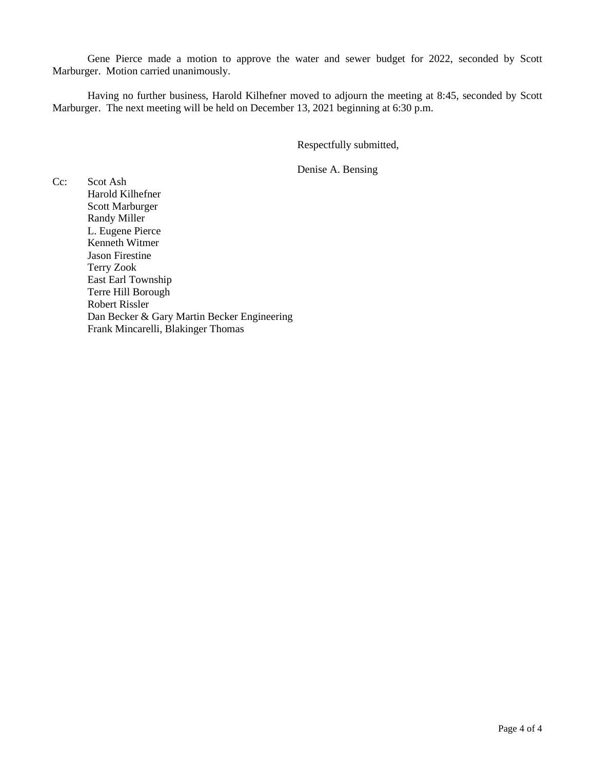Gene Pierce made a motion to approve the water and sewer budget for 2022, seconded by Scott Marburger. Motion carried unanimously.

Having no further business, Harold Kilhefner moved to adjourn the meeting at 8:45, seconded by Scott Marburger. The next meeting will be held on December 13, 2021 beginning at 6:30 p.m.

Respectfully submitted,

Denise A. Bensing

Cc: Scot Ash
Harold Kilhefner
Scott Marburger
Randy Miller
L. Eugene Pierce
Kenneth Witmer
Jason Firestine
Terry Zook
East Earl Township
Terre Hill Borough
Robert Rissler
Dan Becker & Gary Martin Becker Engineering
Frank Mincarelli, Blakinger Thomas